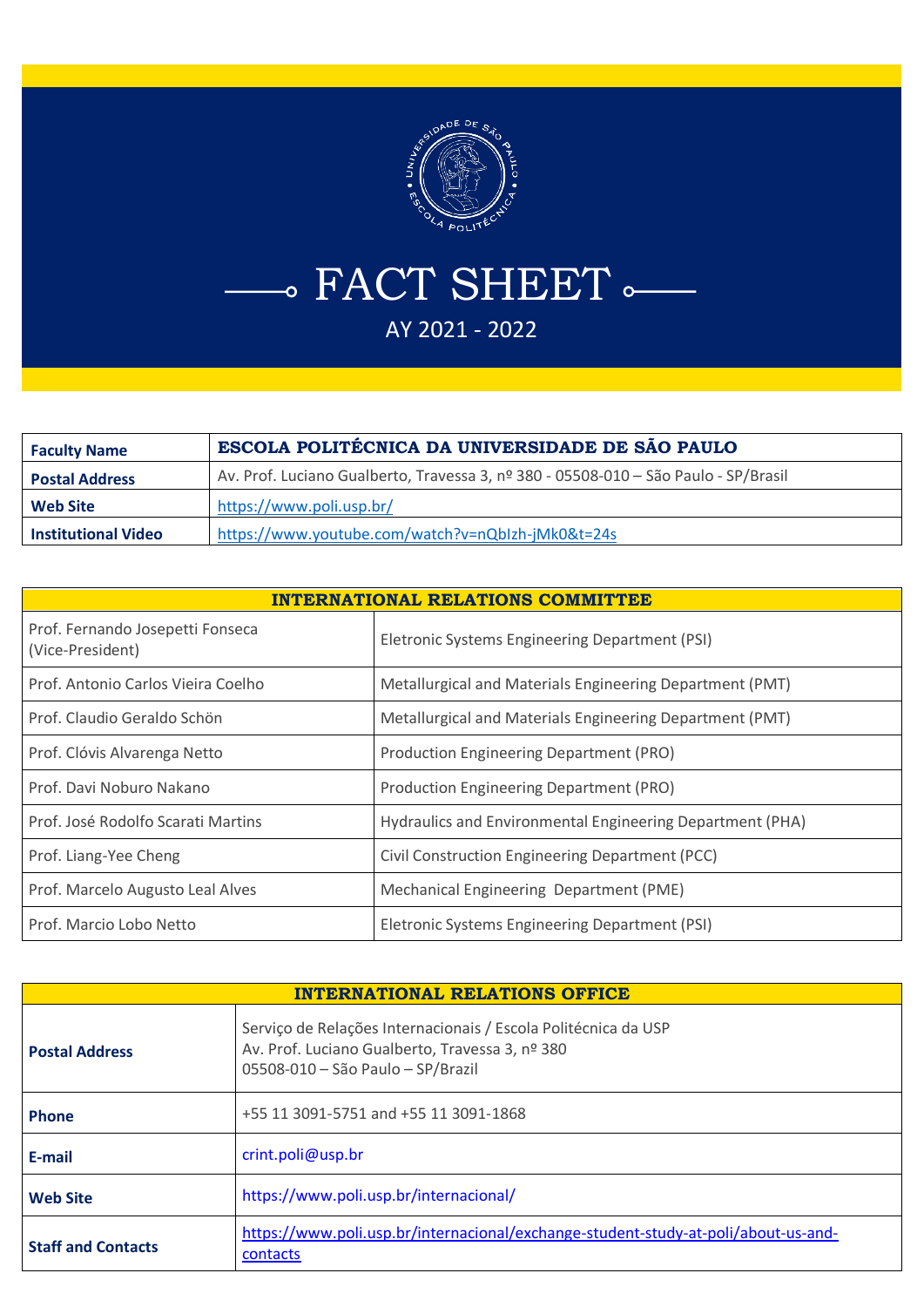# FACT SHEET

AY 2021 - 2022

| **Faculty Name** | **ESCOLA POLITÉCNICA DA UNIVERSIDADE DE SÃO PAULO** |
|---|---|
| **Postal Address** | Av. Prof. Luciano Gualberto, Travessa 3, nº 380 - 05508-010 – São Paulo - SP/Brasil |
| **Web Site** | https://www.poli.usp.br/ |
| **Institutional Video** | https://www.youtube.com/watch?v=nQblzh-jMk0&t=24s |

| **INTERNATIONAL RELATIONS COMMITTEE** | |
|---|---|
| Prof. Fernando Josepetti Fonseca (Vice-President) | Eletronic Systems Engineering Department (PSI) |
| Prof. Antonio Carlos Vieira Coelho | Metallurgical and Materials Engineering Department (PMT) |
| Prof. Claudio Geraldo Schön | Metallurgical and Materials Engineering Department (PMT) |
| Prof. Clóvis Alvarenga Netto | Production Engineering Department (PRO) |
| Prof. Davi Noburo Nakano | Production Engineering Department (PRO) |
| Prof. José Rodolfo Scarati Martins | Hydraulics and Environmental Engineering Department (PHA) |
| Prof. Liang-Yee Cheng | Civil Construction Engineering Department (PCC) |
| Prof. Marcelo Augusto Leal Alves | Mechanical Engineering Department (PME) |
| Prof. Marcio Lobo Netto | Eletronic Systems Engineering Department (PSI) |

| **INTERNATIONAL RELATIONS OFFICE** | |
|---|---|
| **Postal Address** | Serviço de Relações Internacionais / Escola Politécnica da USP<br>Av. Prof. Luciano Gualberto, Travessa 3, nº 380<br>05508-010 – São Paulo – SP/Brazil |
| **Phone** | +55 11 3091-5751 and +55 11 3091-1868 |
| **E-mail** | crint.poli@usp.br |
| **Web Site** | https://www.poli.usp.br/internacional/ |
| **Staff and Contacts** | https://www.poli.usp.br/internacional/exchange-student-study-at-poli/about-us-and-contacts |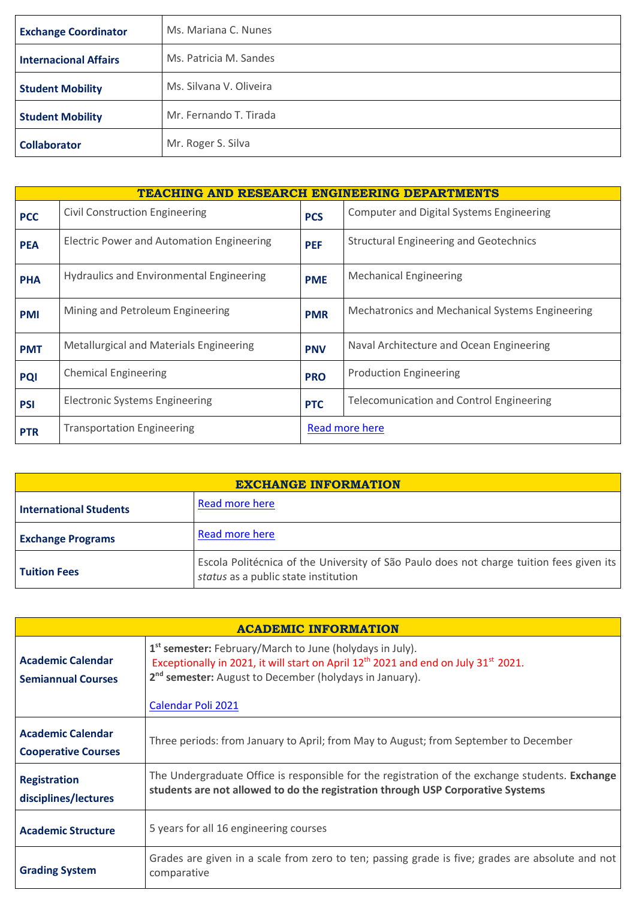| | |
|---|---|
| **Exchange Coordinator** | Ms. Mariana C. Nunes |
| **Internacional Affairs** | Ms. Patricia M. Sandes |
| **Student Mobility** | Ms. Silvana V. Oliveira |
| **Student Mobility** | Mr. Fernando T. Tirada |
| **Collaborator** | Mr. Roger S. Silva |

| **TEACHING AND RESEARCH ENGINEERING DEPARTMENTS** | | | |
|---|---|---|---|
| **PCC** | Civil Construction Engineering | **PCS** | Computer and Digital Systems Engineering |
| **PEA** | Electric Power and Automation Engineering | **PEF** | Structural Engineering and Geotechnics |
| **PHA** | Hydraulics and Environmental Engineering | **PME** | Mechanical Engineering |
| **PMI** | Mining and Petroleum Engineering | **PMR** | Mechatronics and Mechanical Systems Engineering |
| **PMT** | Metallurgical and Materials Engineering | **PNV** | Naval Architecture and Ocean Engineering |
| **PQI** | Chemical Engineering | **PRO** | Production Engineering |
| **PSI** | Electronic Systems Engineering | **PTC** | Telecomunication and Control Engineering |
| **PTR** | Transportation Engineering | Read more here | |

| **EXCHANGE INFORMATION** | |
|---|---|
| **International Students** | Read more here |
| **Exchange Programs** | Read more here |
| **Tuition Fees** | Escola Politécnica of the University of São Paulo does not charge tuition fees given its *status* as a public state institution |

| **ACADEMIC INFORMATION** | |
|---|---|
| **Academic Calendar Semiannual Courses** | **1st semester:** February/March to June (holydays in July). Exceptionally in 2021, it will start on April 12th 2021 and end on July 31st 2021. **2nd semester:** August to December (holydays in January). Calendar Poli 2021 |
| **Academic Calendar Cooperative Courses** | Three periods: from January to April; from May to August; from September to December |
| **Registration disciplines/lectures** | The Undergraduate Office is responsible for the registration of the exchange students. **Exchange students are not allowed to do the registration through USP Corporative Systems** |
| **Academic Structure** | 5 years for all 16 engineering courses |
| **Grading System** | Grades are given in a scale from zero to ten; passing grade is five; grades are absolute and not comparative |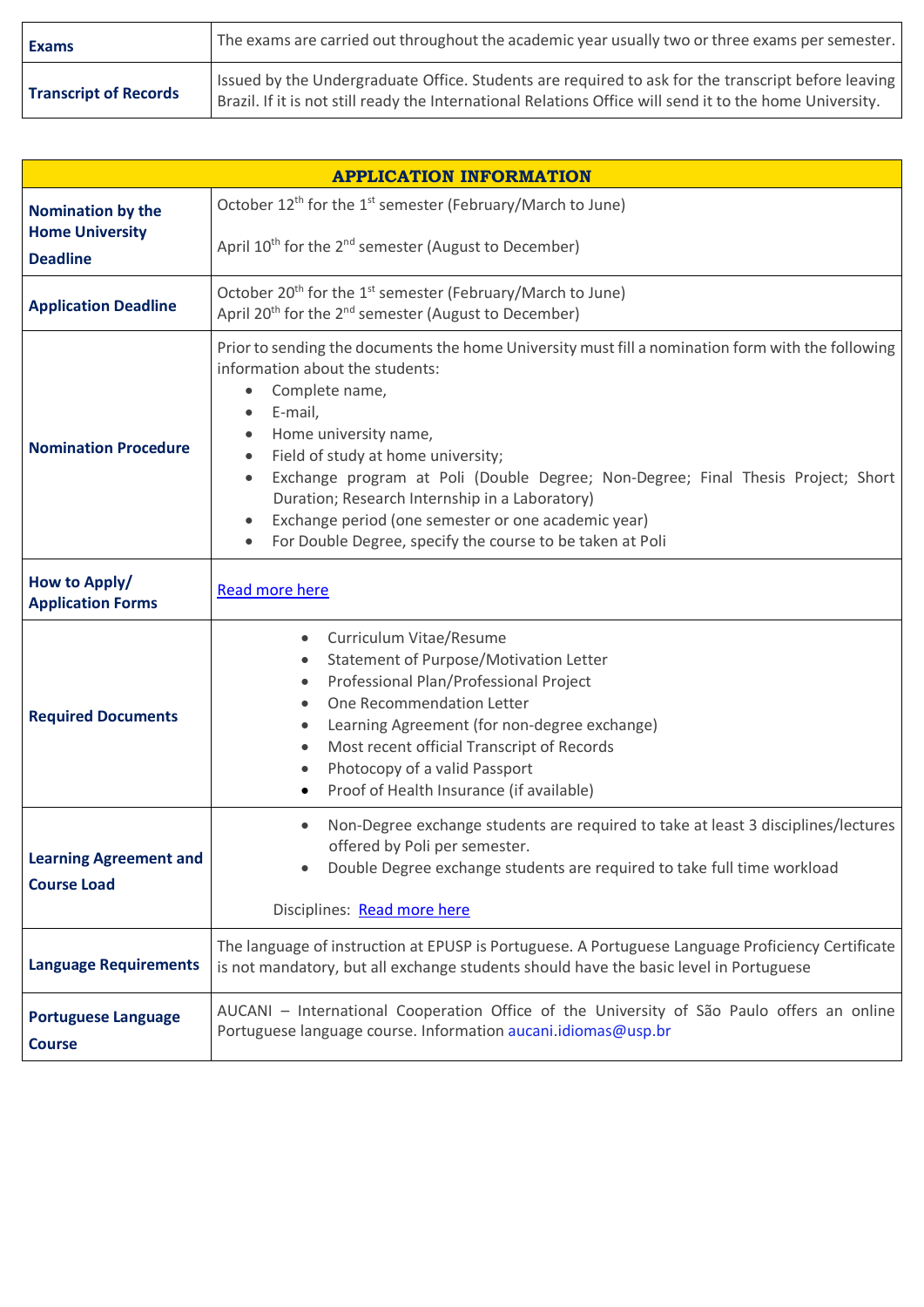| Exams | The exams are carried out throughout the academic year usually two or three exams per semester. |
|---|---|
| Transcript of Records | Issued by the Undergraduate Office. Students are required to ask for the transcript before leaving Brazil. If it is not still ready the International Relations Office will send it to the home University. |

| APPLICATION INFORMATION | |
|---|---|
| Nomination by the Home University Deadline | October 12th for the 1st semester (February/March to June)<br><br>April 10th for the 2nd semester (August to December) |
| Application Deadline | October 20th for the 1st semester (February/March to June)<br>April 20th for the 2nd semester (August to December) |
| Nomination Procedure | Prior to sending the documents the home University must fill a nomination form with the following information about the students:<br>• Complete name,<br>• E-mail,<br>• Home university name,<br>• Field of study at home university;<br>• Exchange program at Poli (Double Degree; Non-Degree; Final Thesis Project; Short Duration; Research Internship in a Laboratory)<br>• Exchange period (one semester or one academic year)<br>• For Double Degree, specify the course to be taken at Poli |
| How to Apply/ Application Forms | Read more here |
| Required Documents | • Curriculum Vitae/Resume<br>• Statement of Purpose/Motivation Letter<br>• Professional Plan/Professional Project<br>• One Recommendation Letter<br>• Learning Agreement (for non-degree exchange)<br>• Most recent official Transcript of Records<br>• Photocopy of a valid Passport<br>• Proof of Health Insurance (if available) |
| Learning Agreement and Course Load | • Non-Degree exchange students are required to take at least 3 disciplines/lectures offered by Poli per semester.<br>• Double Degree exchange students are required to take full time workload<br><br>Disciplines: Read more here |
| Language Requirements | The language of instruction at EPUSP is Portuguese. A Portuguese Language Proficiency Certificate is not mandatory, but all exchange students should have the basic level in Portuguese |
| Portuguese Language Course | AUCANI – International Cooperation Office of the University of São Paulo offers an online Portuguese language course. Information aucani.idiomas@usp.br |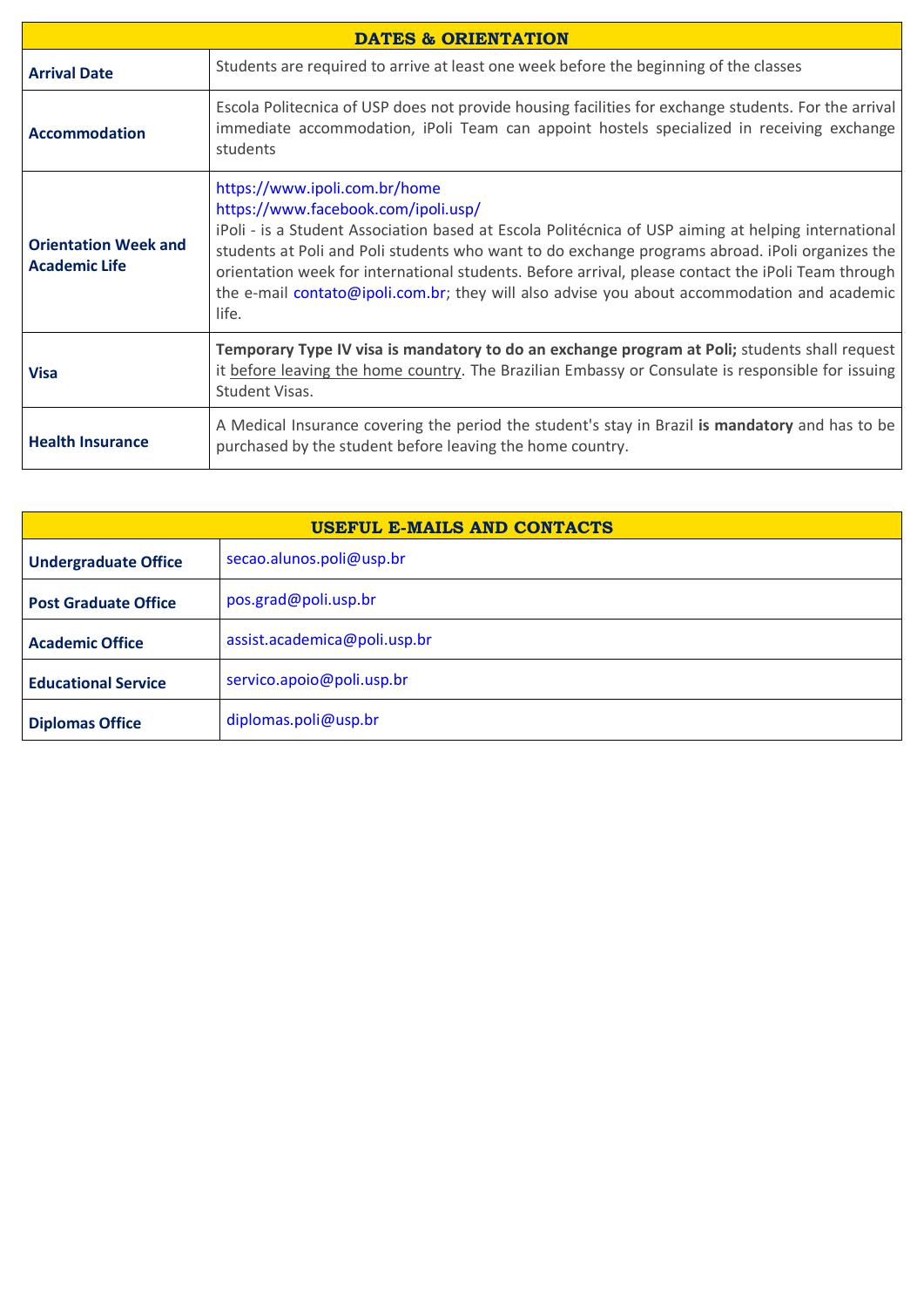| DATES & ORIENTATION | |
|---|---|
| **Arrival Date** | Students are required to arrive at least one week before the beginning of the classes |
| **Accommodation** | Escola Politecnica of USP does not provide housing facilities for exchange students. For the arrival immediate accommodation, iPoli Team can appoint hostels specialized in receiving exchange students |
| **Orientation Week and Academic Life** | https://www.ipoli.com.br/home<br>https://www.facebook.com/ipoli.usp/<br>iPoli - is a Student Association based at Escola Politécnica of USP aiming at helping international students at Poli and Poli students who want to do exchange programs abroad. iPoli organizes the orientation week for international students. Before arrival, please contact the iPoli Team through the e-mail contato@ipoli.com.br; they will also advise you about accommodation and academic life. |
| **Visa** | **Temporary Type IV visa is mandatory to do an exchange program at Poli;** students shall request it before leaving the home country. The Brazilian Embassy or Consulate is responsible for issuing Student Visas. |
| **Health Insurance** | A Medical Insurance covering the period the student's stay in Brazil **is mandatory** and has to be purchased by the student before leaving the home country. |

| USEFUL E-MAILS AND CONTACTS | |
|---|---|
| **Undergraduate Office** | secao.alunos.poli@usp.br |
| **Post Graduate Office** | pos.grad@poli.usp.br |
| **Academic Office** | assist.academica@poli.usp.br |
| **Educational Service** | servico.apoio@poli.usp.br |
| **Diplomas Office** | diplomas.poli@usp.br |